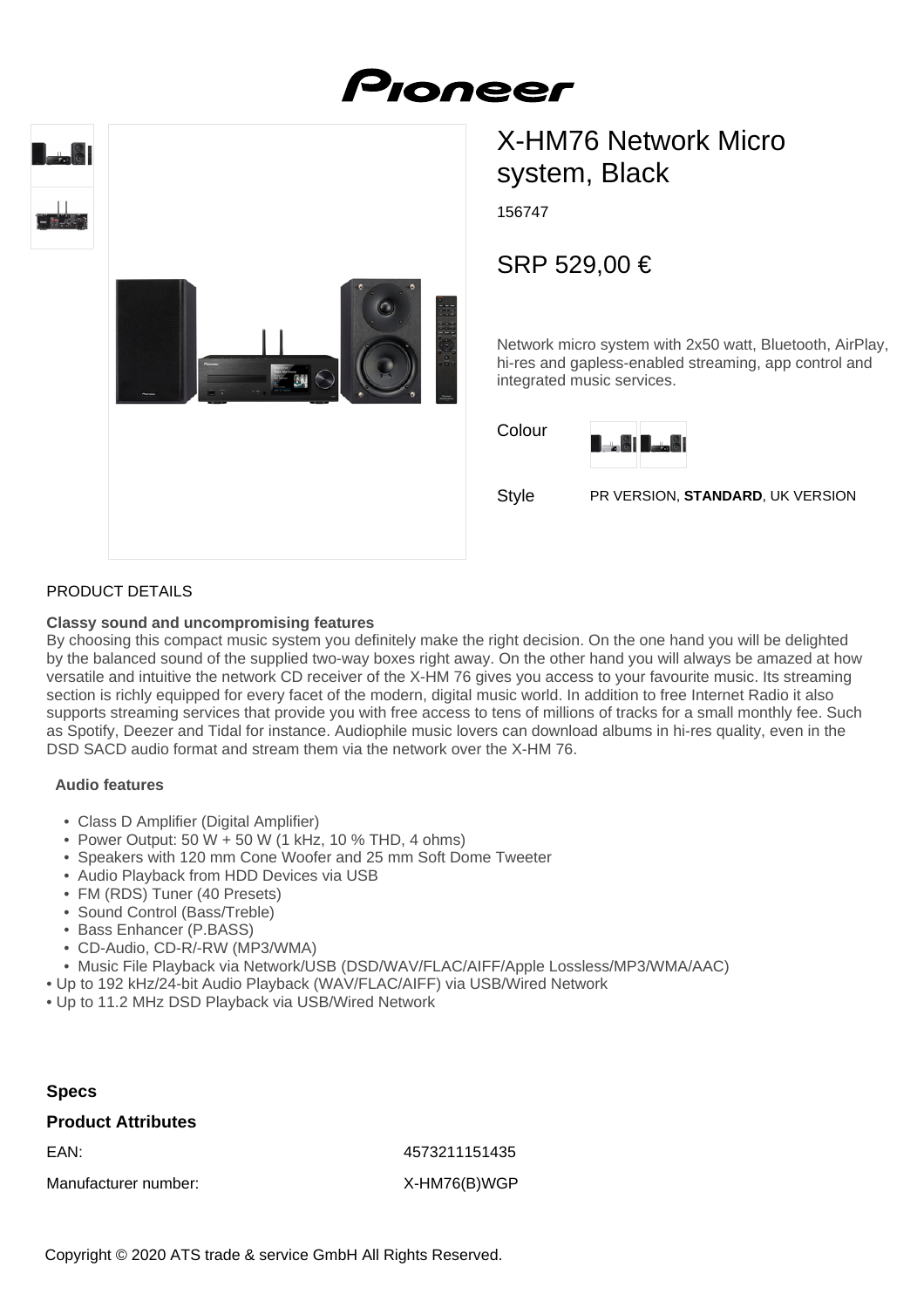Pioneer

# X-HM76 Network Micro system, Black

156747

## SRP 529,00 €

Network micro system with 2x50 watt, Bluetooth, AirPlay, hi-res and gapless-enabled streaming, app control and integrated music services.

Colour

Style PR VERSION, **STANDARD**, UK VERSION

PRODUCT DETAILS

**Classy sound and uncompromising features**

By choosing this compact music system you definitely make the right decision. On the one hand you will be delighted by the balanced sound of the supplied two-way boxes right away. On the other hand you will always be amazed at how versatile and intuitive the network CD receiver of the X-HM 76 gives you access to your favourite music. Its streaming section is richly equipped for every facet of the modern, digital music world. In addition to free Internet Radio it also supports streaming services that provide you with free access to tens of millions of tracks for a small monthly fee. Such as Spotify, Deezer and Tidal for instance. Audiophile music lovers can download albums in hi-res quality, even in the DSD SACD audio format and stream them via the network over the X-HM 76.

**Audio features**

- Class D Amplifier (Digital Amplifier)
- Power Output: 50 W + 50 W (1 kHz, 10 % THD, 4 ohms)
- Speakers with 120 mm Cone Woofer and 25 mm Soft Dome Tweeter
- Audio Playback from HDD Devices via USB
- FM (RDS) Tuner (40 Presets)
- Sound Control (Bass/Treble)
- Bass Enhancer (P.BASS)
- CD-Audio, CD-R/-RW (MP3/WMA)
- Music File Playback via Network/USB (DSD/WAV/FLAC/AIFF/Apple Lossless/MP3/WMA/AAC)
- Up to 192 kHz/24-bit Audio Playback (WAV/FLAC/AIFF) via USB/Wired Network
- Up to 11.2 MHz DSD Playback via USB/Wired Network

## Specs

### Product Attributes

| | |
|---|---|
| EAN: | 4573211151435 |
| Manufacturer number: | X-HM76(B)WGP |

Copyright © 2020 ATS trade & service GmbH All Rights Reserved.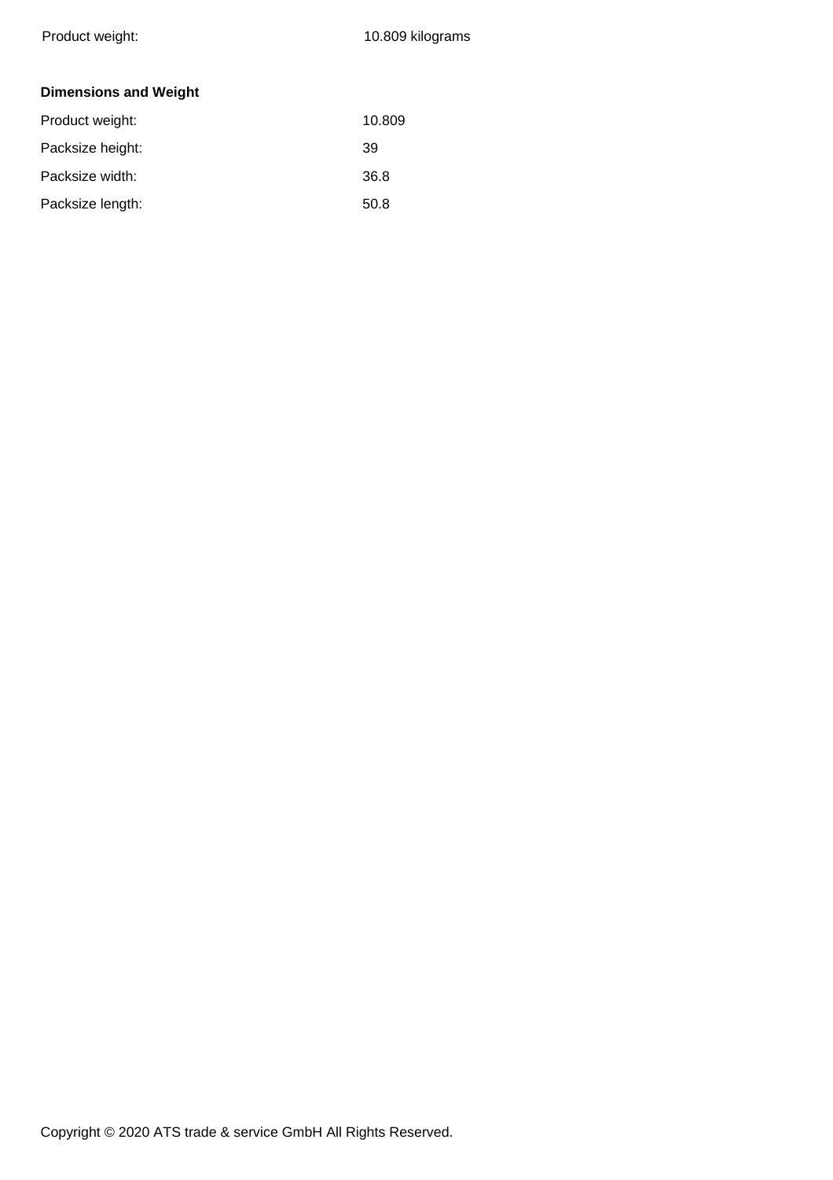| | |
|---|---|
| Product weight: | 10.809 kilograms |

**Dimensions and Weight**

| | |
|---|---|
| Product weight: | 10.809 |
| Packsize height: | 39 |
| Packsize width: | 36.8 |
| Packsize length: | 50.8 |

Copyright © 2020 ATS trade & service GmbH All Rights Reserved.